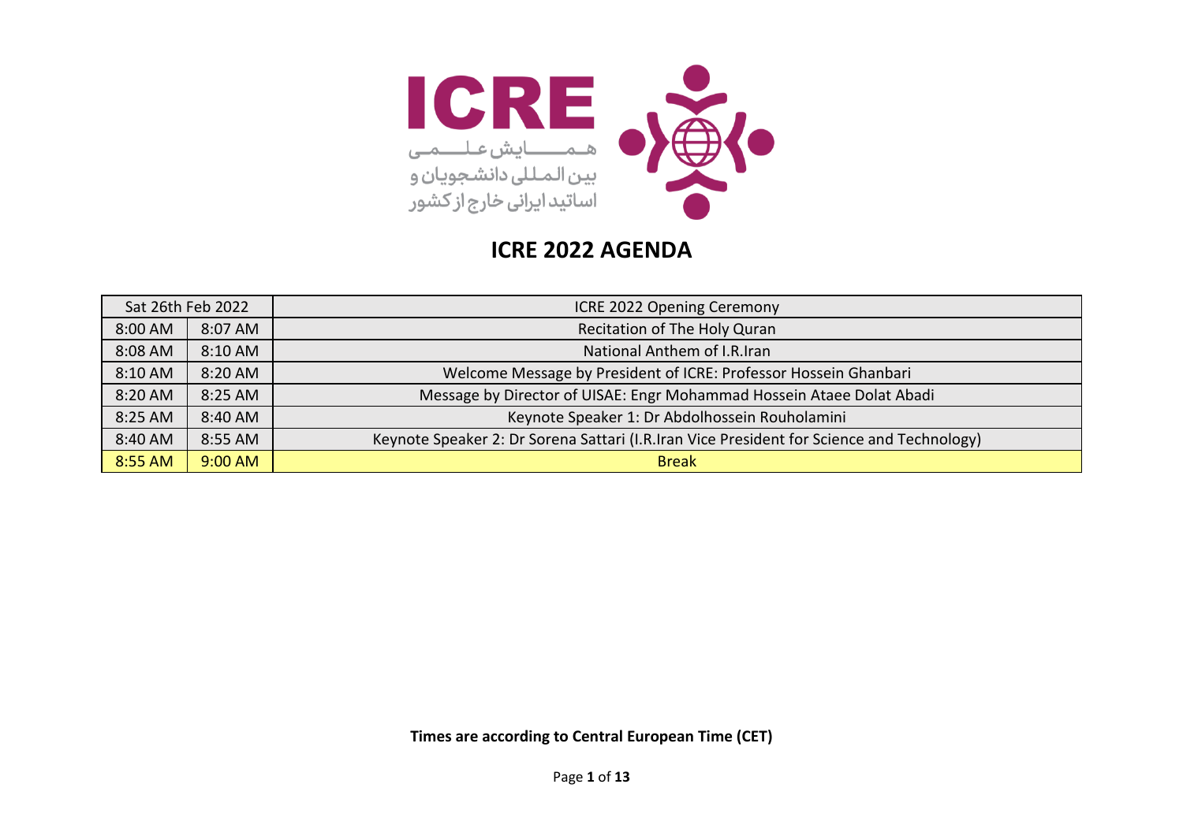ICRE

همایش علمی
بین المللی دانشجویان و
اساتید ایرانی خارج از کشور

# ICRE 2022 AGENDA

| Sat 26th Feb 2022 | | ICRE 2022 Opening Ceremony |
|---|---|---|
| 8:00 AM | 8:07 AM | Recitation of The Holy Quran |
| 8:08 AM | 8:10 AM | National Anthem of I.R.Iran |
| 8:10 AM | 8:20 AM | Welcome Message by President of ICRE: Professor Hossein Ghanbari |
| 8:20 AM | 8:25 AM | Message by Director of UISAE: Engr Mohammad Hossein Ataee Dolat Abadi |
| 8:25 AM | 8:40 AM | Keynote Speaker 1: Dr Abdolhossein Rouholamini |
| 8:40 AM | 8:55 AM | Keynote Speaker 2: Dr Sorena Sattari (I.R.Iran Vice President for Science and Technology) |
| 8:55 AM | 9:00 AM | Break |

**Times are according to Central European Time (CET)**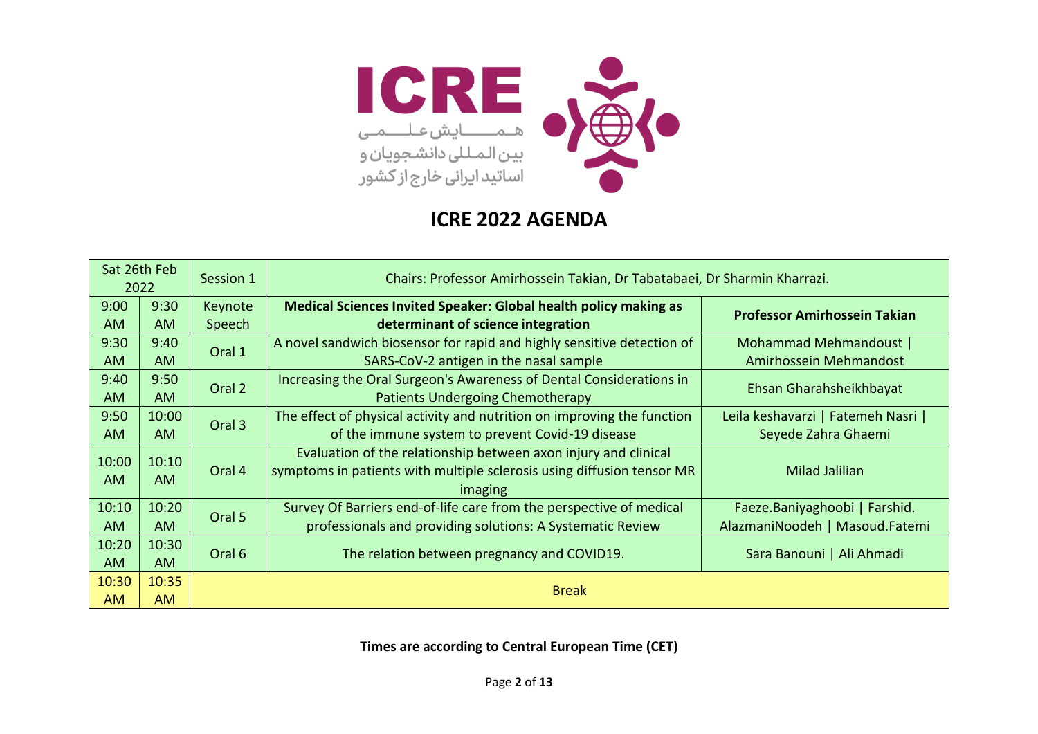ICRE

همـــــایش علـــمی
بین المللی دانشجویان و
اساتید ایرانی خارج از کشور

# ICRE 2022 AGENDA

| Sat 26th Feb 2022 | | Session 1 | Chairs: Professor Amirhossein Takian, Dr Tabatabaei, Dr Sharmin Kharrazi. | |
|---|---|---|---|---|
| 9:00 AM | 9:30 AM | Keynote Speech | **Medical Sciences Invited Speaker: Global health policy making as determinant of science integration** | **Professor Amirhossein Takian** |
| 9:30 AM | 9:40 AM | Oral 1 | A novel sandwich biosensor for rapid and highly sensitive detection of SARS-CoV-2 antigen in the nasal sample | Mohammad Mehmandoust \| Amirhossein Mehmandost |
| 9:40 AM | 9:50 AM | Oral 2 | Increasing the Oral Surgeon's Awareness of Dental Considerations in Patients Undergoing Chemotherapy | Ehsan Gharahsheikhbayat |
| 9:50 AM | 10:00 AM | Oral 3 | The effect of physical activity and nutrition on improving the function of the immune system to prevent Covid-19 disease | Leila keshavarzi \| Fatemeh Nasri \| Seyede Zahra Ghaemi |
| 10:00 AM | 10:10 AM | Oral 4 | Evaluation of the relationship between axon injury and clinical symptoms in patients with multiple sclerosis using diffusion tensor MR imaging | Milad Jalilian |
| 10:10 AM | 10:20 AM | Oral 5 | Survey Of Barriers end-of-life care from the perspective of medical professionals and providing solutions: A Systematic Review | Faeze.Baniyaghoobi \| Farshid. AlazmaniNoodeh \| Masoud.Fatemi |
| 10:20 AM | 10:30 AM | Oral 6 | The relation between pregnancy and COVID19. | Sara Banouni \| Ali Ahmadi |
| 10:30 AM | 10:35 AM | Break | | |

**Times are according to Central European Time (CET)**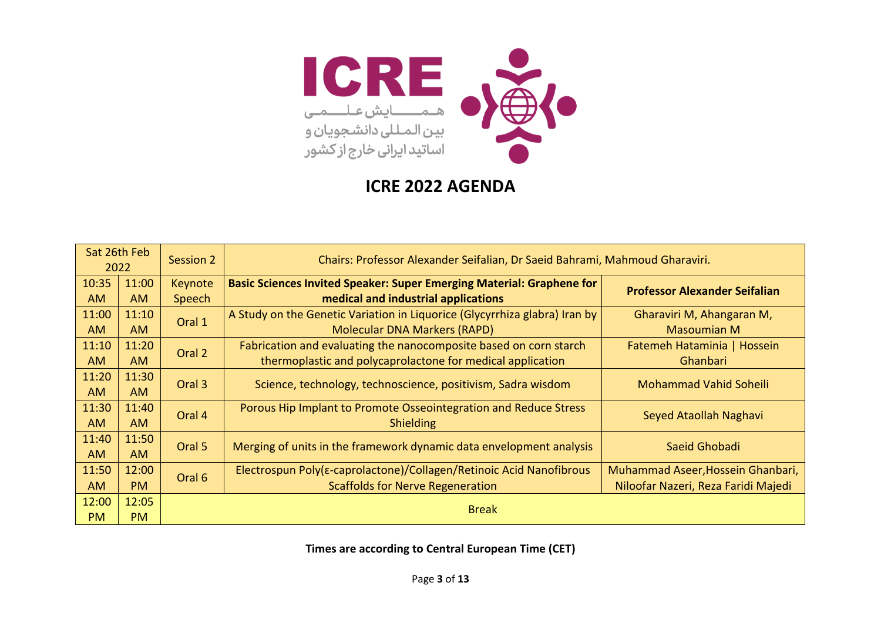ICRE

همـــایش علـــمی
بین المللی دانشجویان و
اساتید ایرانی خارج از کشور

# ICRE 2022 AGENDA

| Sat 26th Feb 2022 | | Session 2 | Chairs: Professor Alexander Seifalian, Dr Saeid Bahrami, Mahmoud Gharaviri. | |
|---|---|---|---|---|
| 10:35 AM | 11:00 AM | Keynote Speech | **Basic Sciences Invited Speaker: Super Emerging Material: Graphene for medical and industrial applications** | **Professor Alexander Seifalian** |
| 11:00 AM | 11:10 AM | Oral 1 | A Study on the Genetic Variation in Liquorice (Glycyrrhiza glabra) Iran by Molecular DNA Markers (RAPD) | Gharaviri M, Ahangaran M, Masoumian M |
| 11:10 AM | 11:20 AM | Oral 2 | Fabrication and evaluating the nanocomposite based on corn starch thermoplastic and polycaprolactone for medical application | Fatemeh Hataminia \| Hossein Ghanbari |
| 11:20 AM | 11:30 AM | Oral 3 | Science, technology, technoscience, positivism, Sadra wisdom | Mohammad Vahid Soheili |
| 11:30 AM | 11:40 AM | Oral 4 | Porous Hip Implant to Promote Osseointegration and Reduce Stress Shielding | Seyed Ataollah Naghavi |
| 11:40 AM | 11:50 AM | Oral 5 | Merging of units in the framework dynamic data envelopment analysis | Saeid Ghobadi |
| 11:50 AM | 12:00 PM | Oral 6 | Electrospun Poly(ε-caprolactone)/Collagen/Retinoic Acid Nanofibrous Scaffolds for Nerve Regeneration | Muhammad Aseer,Hossein Ghanbari, Niloofar Nazeri, Reza Faridi Majedi |
| 12:00 PM | 12:05 PM | Break | | |

**Times are according to Central European Time (CET)**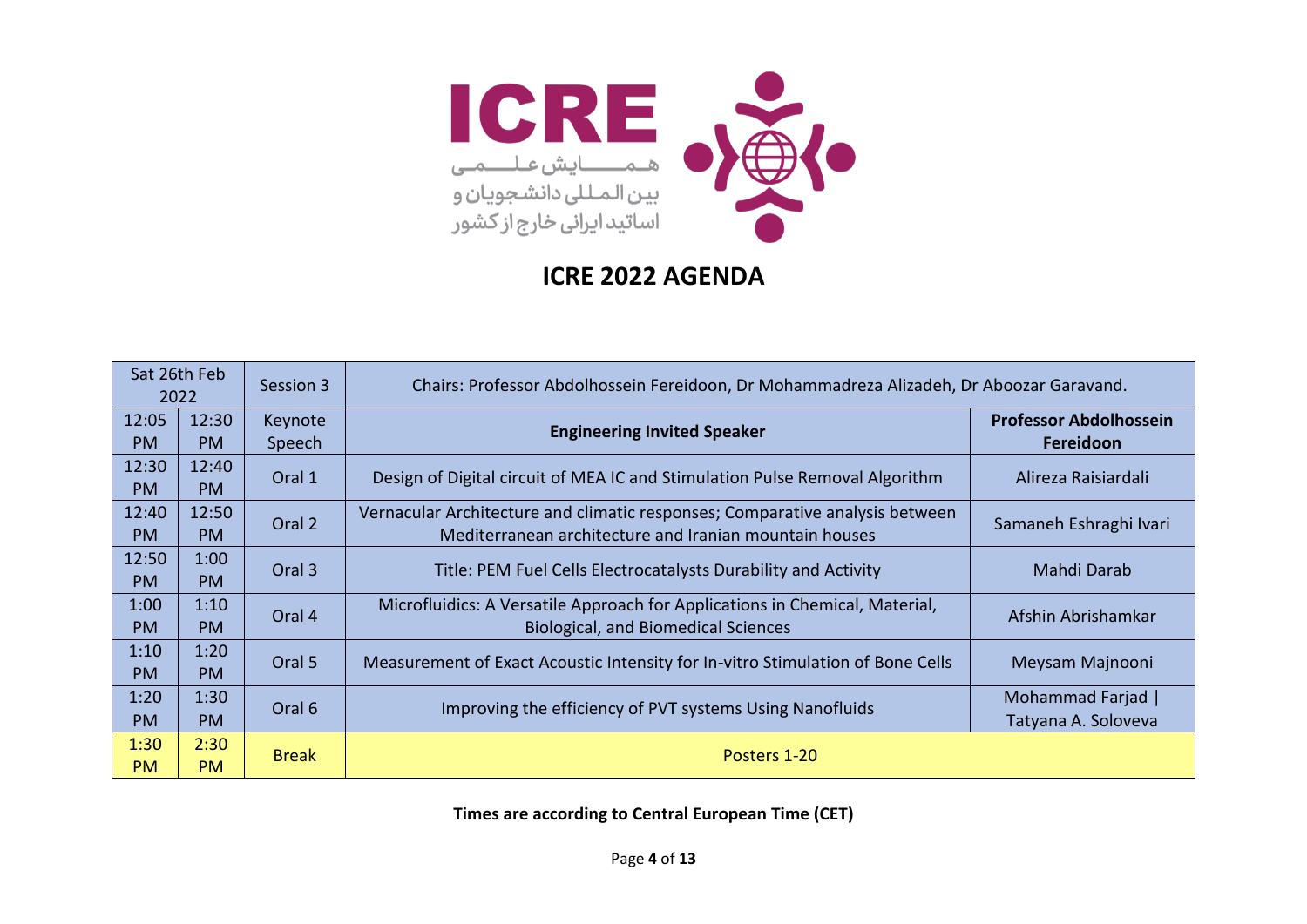ICRE

همـــایش علـــمی
بیـن المـللی دانشـجویان و
اساتید ایرانی خارج از کشور

# ICRE 2022 AGENDA

| Sat 26th Feb 2022 | | Session 3 | Chairs: Professor Abdolhossein Fereidoon, Dr Mohammadreza Alizadeh, Dr Aboozar Garavand. | |
|---|---|---|---|---|
| 12:05 PM | 12:30 PM | Keynote Speech | **Engineering Invited Speaker** | **Professor Abdolhossein Fereidoon** |
| 12:30 PM | 12:40 PM | Oral 1 | Design of Digital circuit of MEA IC and Stimulation Pulse Removal Algorithm | Alireza Raisiardali |
| 12:40 PM | 12:50 PM | Oral 2 | Vernacular Architecture and climatic responses; Comparative analysis between Mediterranean architecture and Iranian mountain houses | Samaneh Eshraghi Ivari |
| 12:50 PM | 1:00 PM | Oral 3 | Title: PEM Fuel Cells Electrocatalysts Durability and Activity | Mahdi Darab |
| 1:00 PM | 1:10 PM | Oral 4 | Microfluidics: A Versatile Approach for Applications in Chemical, Material, Biological, and Biomedical Sciences | Afshin Abrishamkar |
| 1:10 PM | 1:20 PM | Oral 5 | Measurement of Exact Acoustic Intensity for In-vitro Stimulation of Bone Cells | Meysam Majnooni |
| 1:20 PM | 1:30 PM | Oral 6 | Improving the efficiency of PVT systems Using Nanofluids | Mohammad Farjad \| Tatyana A. Soloveva |
| 1:30 PM | 2:30 PM | Break | Posters 1-20 | |

**Times are according to Central European Time (CET)**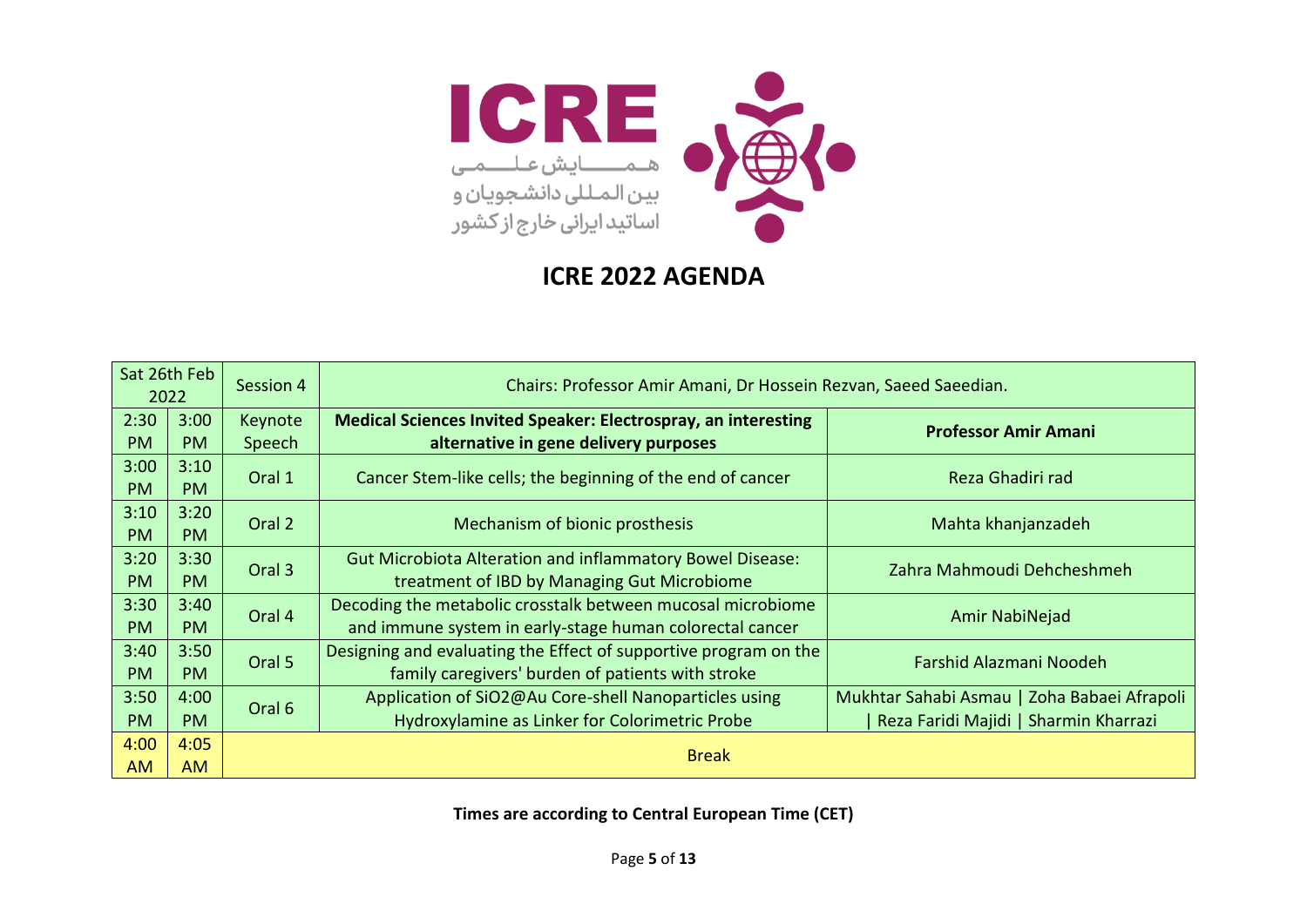ICRE

همـمــــایش عـلـــمـی
بیـن الـمـلـلی دانشـجویان و
اساتید ایرانی خارج از کشور

# ICRE 2022 AGENDA

| Sat 26th Feb 2022 | | Session 4 | Chairs: Professor Amir Amani, Dr Hossein Rezvan, Saeed Saeedian. | |
|---|---|---|---|---|
| 2:30 PM | 3:00 PM | Keynote Speech | **Medical Sciences Invited Speaker: Electrospray, an interesting alternative in gene delivery purposes** | **Professor Amir Amani** |
| 3:00 PM | 3:10 PM | Oral 1 | Cancer Stem-like cells; the beginning of the end of cancer | Reza Ghadiri rad |
| 3:10 PM | 3:20 PM | Oral 2 | Mechanism of bionic prosthesis | Mahta khanjanzadeh |
| 3:20 PM | 3:30 PM | Oral 3 | Gut Microbiota Alteration and inflammatory Bowel Disease: treatment of IBD by Managing Gut Microbiome | Zahra Mahmoudi Dehcheshmeh |
| 3:30 PM | 3:40 PM | Oral 4 | Decoding the metabolic crosstalk between mucosal microbiome and immune system in early-stage human colorectal cancer | Amir NabiNejad |
| 3:40 PM | 3:50 PM | Oral 5 | Designing and evaluating the Effect of supportive program on the family caregivers' burden of patients with stroke | Farshid Alazmani Noodeh |
| 3:50 PM | 4:00 PM | Oral 6 | Application of SiO2@Au Core-shell Nanoparticles using Hydroxylamine as Linker for Colorimetric Probe | Mukhtar Sahabi Asmau \| Zoha Babaei Afrapoli \| Reza Faridi Majidi \| Sharmin Kharrazi |
| 4:00 AM | 4:05 AM | Break | | |

**Times are according to Central European Time (CET)**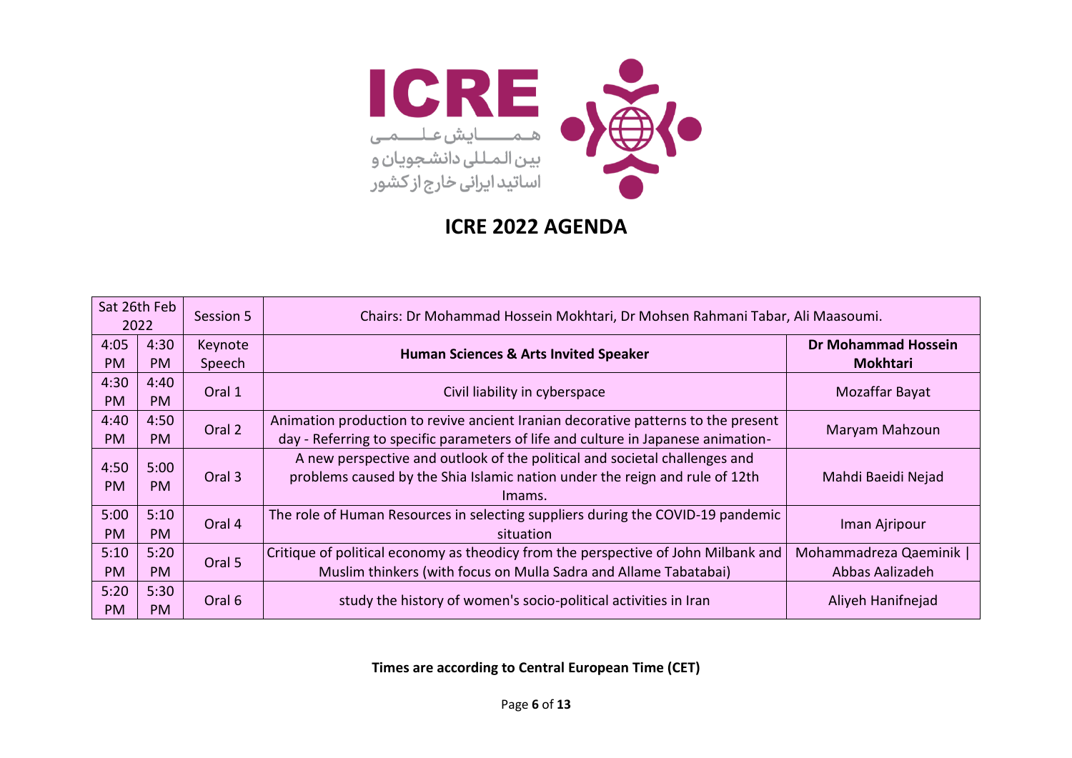ICRE

همــــایش علــــمی
بین المللی دانشجویان و
اساتید ایرانی خارج از کشور

# ICRE 2022 AGENDA

| Sat 26th Feb 2022 | | Session 5 | Chairs: Dr Mohammad Hossein Mokhtari, Dr Mohsen Rahmani Tabar, Ali Maasoumi. | |
|---|---|---|---|---|
| 4:05 PM | 4:30 PM | Keynote Speech | **Human Sciences & Arts Invited Speaker** | **Dr Mohammad Hossein Mokhtari** |
| 4:30 PM | 4:40 PM | Oral 1 | Civil liability in cyberspace | Mozaffar Bayat |
| 4:40 PM | 4:50 PM | Oral 2 | Animation production to revive ancient Iranian decorative patterns to the present day - Referring to specific parameters of life and culture in Japanese animation- | Maryam Mahzoun |
| 4:50 PM | 5:00 PM | Oral 3 | A new perspective and outlook of the political and societal challenges and problems caused by the Shia Islamic nation under the reign and rule of 12th Imams. | Mahdi Baeidi Nejad |
| 5:00 PM | 5:10 PM | Oral 4 | The role of Human Resources in selecting suppliers during the COVID-19 pandemic situation | Iman Ajripour |
| 5:10 PM | 5:20 PM | Oral 5 | Critique of political economy as theodicy from the perspective of John Milbank and Muslim thinkers (with focus on Mulla Sadra and Allame Tabatabai) | Mohammadreza Qaeminik \| Abbas Aalizadeh |
| 5:20 PM | 5:30 PM | Oral 6 | study the history of women's socio-political activities in Iran | Aliyeh Hanifnejad |

**Times are according to Central European Time (CET)**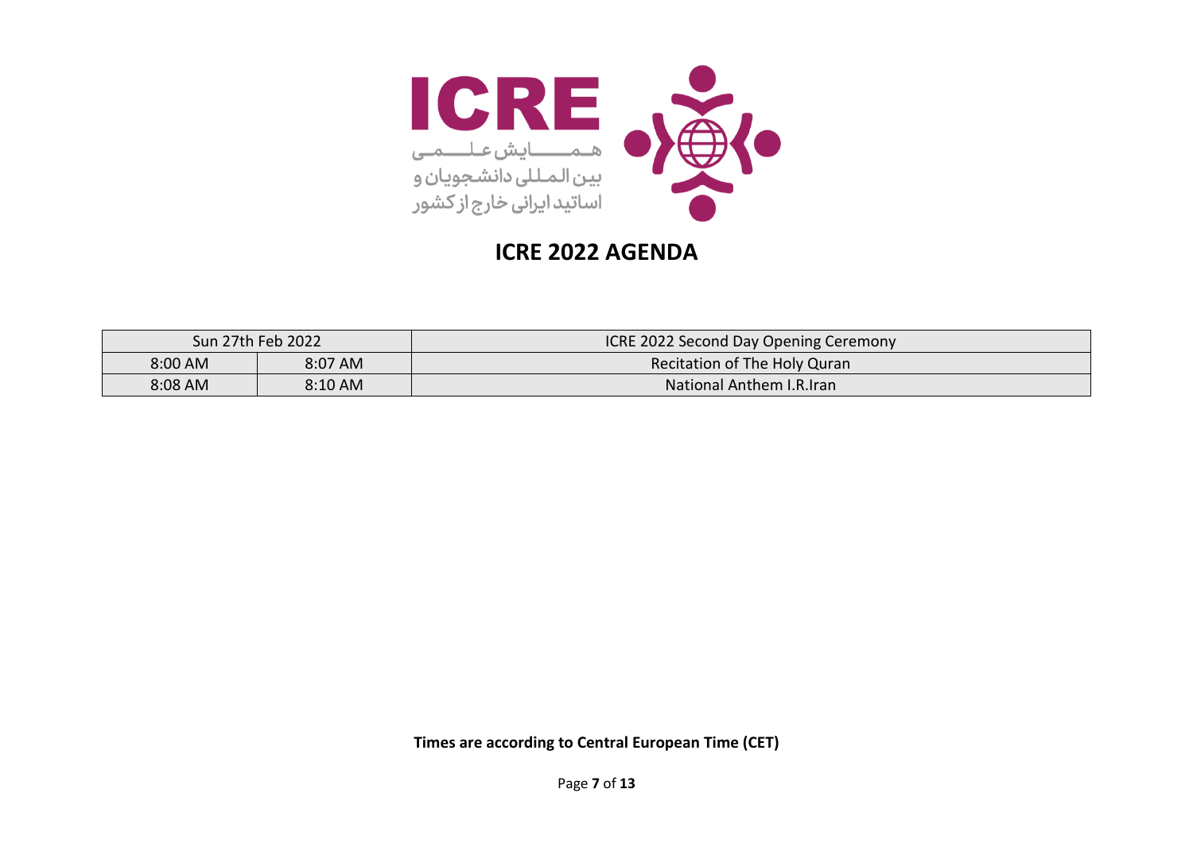ICRE

همایش علمی
بین المللی دانشجویان و
اساتید ایرانی خارج از کشور

# ICRE 2022 AGENDA

| Sun 27th Feb 2022 | | ICRE 2022 Second Day Opening Ceremony |
|---|---|---|
| 8:00 AM | 8:07 AM | Recitation of The Holy Quran |
| 8:08 AM | 8:10 AM | National Anthem I.R.Iran |

**Times are according to Central European Time (CET)**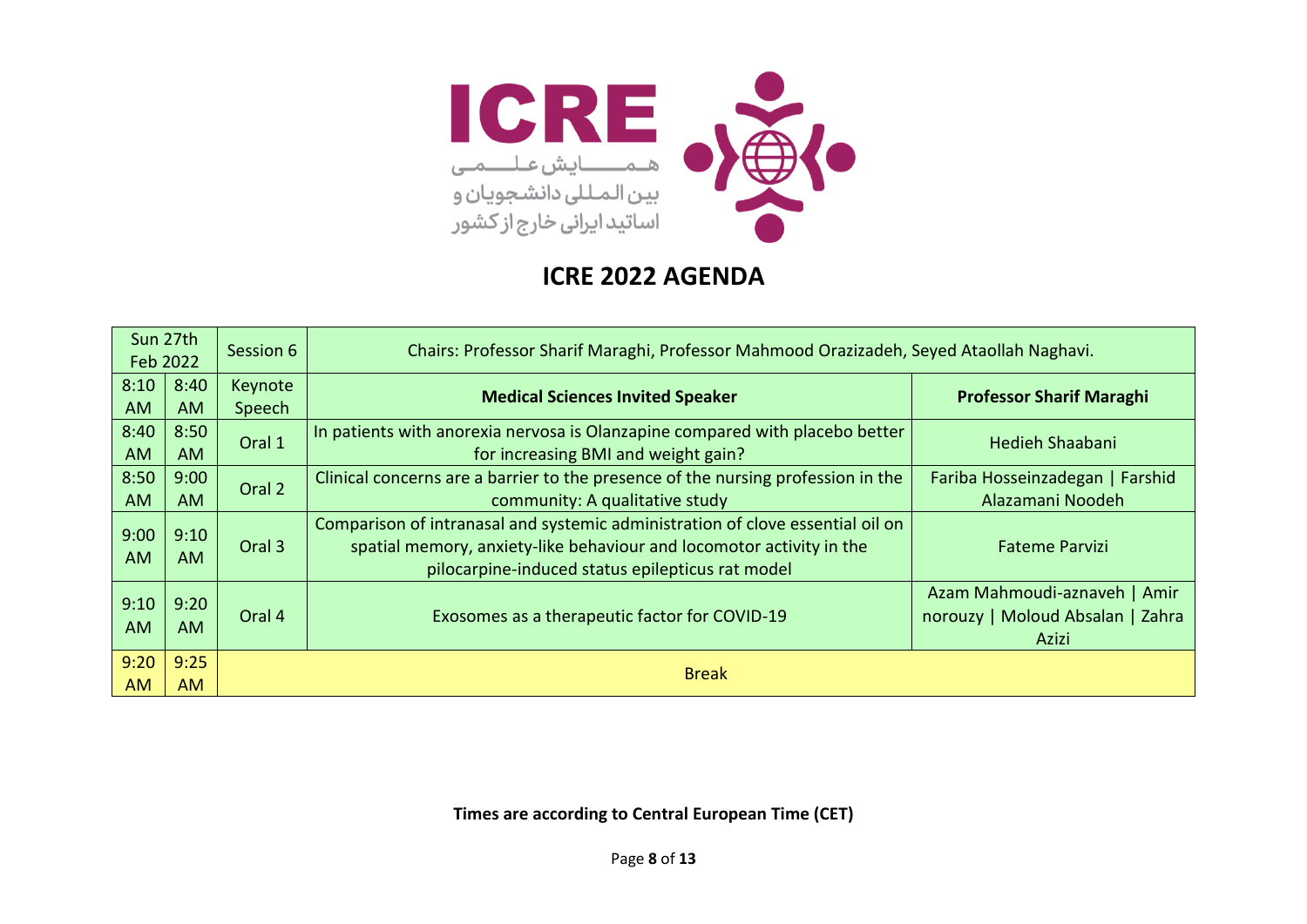ICRE

همــــایش علـــمی
بین المللی دانشجویان و
اساتید ایرانی خارج از کشور

## ICRE 2022 AGENDA

| Sun 27th Feb 2022 | | Session 6 | Chairs: Professor Sharif Maraghi, Professor Mahmood Orazizadeh, Seyed Ataollah Naghavi. | |
|---|---|---|---|---|
| 8:10 AM | 8:40 AM | Keynote Speech | **Medical Sciences Invited Speaker** | **Professor Sharif Maraghi** |
| 8:40 AM | 8:50 AM | Oral 1 | In patients with anorexia nervosa is Olanzapine compared with placebo better for increasing BMI and weight gain? | Hedieh Shaabani |
| 8:50 AM | 9:00 AM | Oral 2 | Clinical concerns are a barrier to the presence of the nursing profession in the community: A qualitative study | Fariba Hosseinzadegan \| Farshid Alazamani Noodeh |
| 9:00 AM | 9:10 AM | Oral 3 | Comparison of intranasal and systemic administration of clove essential oil on spatial memory, anxiety-like behaviour and locomotor activity in the pilocarpine-induced status epilepticus rat model | Fateme Parvizi |
| 9:10 AM | 9:20 AM | Oral 4 | Exosomes as a therapeutic factor for COVID-19 | Azam Mahmoudi-aznaveh \| Amir norouzy \| Moloud Absalan \| Zahra Azizi |
| 9:20 AM | 9:25 AM | Break | | |

**Times are according to Central European Time (CET)**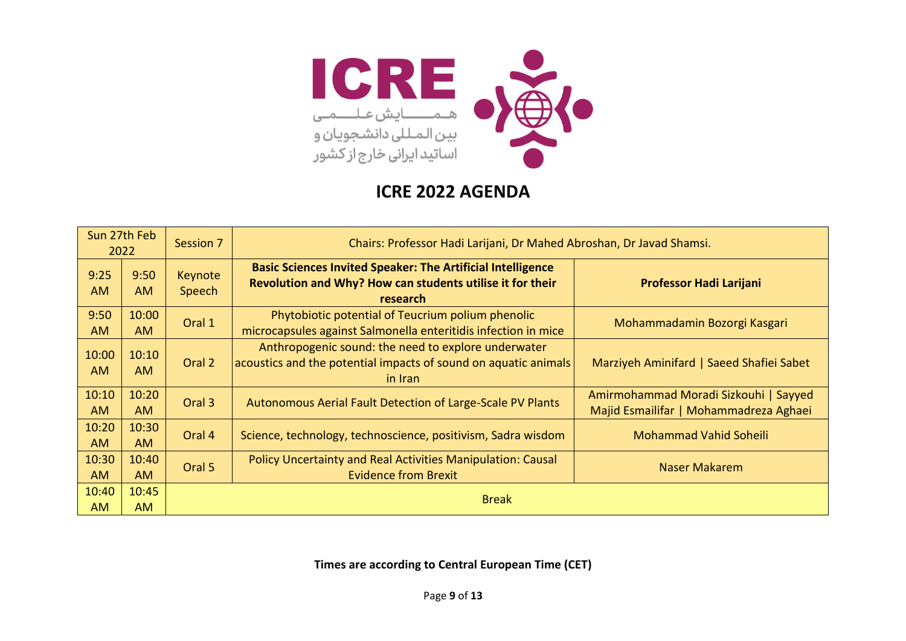ICRE

همایش علمی بین المللی دانشجویان و اساتید ایرانی خارج از کشور

# ICRE 2022 AGENDA

| Sun 27th Feb 2022 | | Session 7 | Chairs: Professor Hadi Larijani, Dr Mahed Abroshan, Dr Javad Shamsi. | |
|---|---|---|---|---|
| 9:25 AM | 9:50 AM | Keynote Speech | **Basic Sciences Invited Speaker: The Artificial Intelligence Revolution and Why? How can students utilise it for their research** | **Professor Hadi Larijani** |
| 9:50 AM | 10:00 AM | Oral 1 | Phytobiotic potential of Teucrium polium phenolic microcapsules against Salmonella enteritidis infection in mice | Mohammadamin Bozorgi Kasgari |
| 10:00 AM | 10:10 AM | Oral 2 | Anthropogenic sound: the need to explore underwater acoustics and the potential impacts of sound on aquatic animals in Iran | Marziyeh Aminifard \| Saeed Shafiei Sabet |
| 10:10 AM | 10:20 AM | Oral 3 | Autonomous Aerial Fault Detection of Large-Scale PV Plants | Amirmohammad Moradi Sizkouhi \| Sayyed Majid Esmailifar \| Mohammadreza Aghaei |
| 10:20 AM | 10:30 AM | Oral 4 | Science, technology, technoscience, positivism, Sadra wisdom | Mohammad Vahid Soheili |
| 10:30 AM | 10:40 AM | Oral 5 | Policy Uncertainty and Real Activities Manipulation: Causal Evidence from Brexit | Naser Makarem |
| 10:40 AM | 10:45 AM | Break | | |

**Times are according to Central European Time (CET)**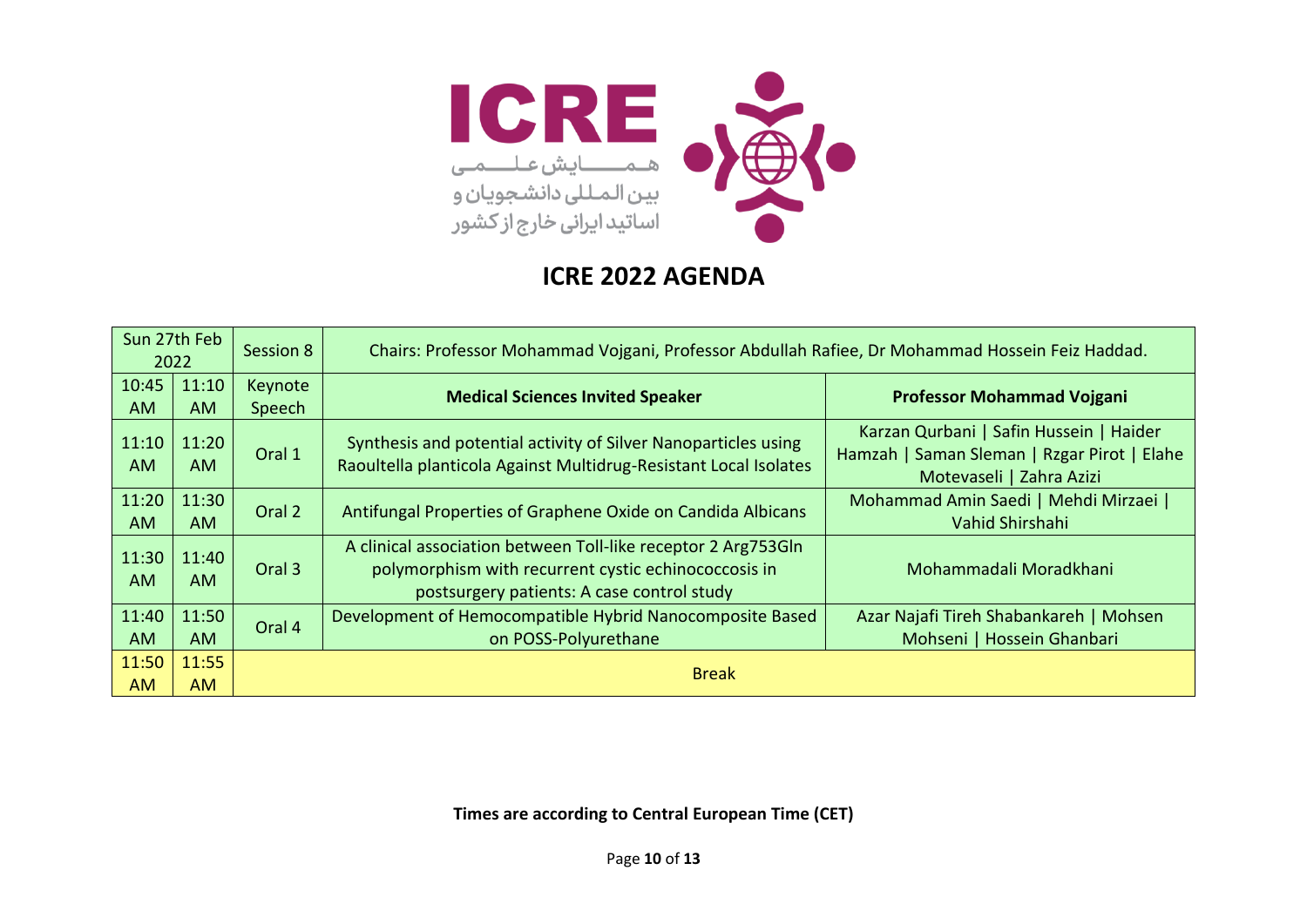ICRE

همـــایش علـــمی
بین المللی دانشجویان و
اساتید ایرانی خارج از کشور

# ICRE 2022 AGENDA

| Sun 27th Feb 2022 | | Session 8 | Chairs: Professor Mohammad Vojgani, Professor Abdullah Rafiee, Dr Mohammad Hossein Feiz Haddad. | |
|---|---|---|---|---|
| 10:45 AM | 11:10 AM | Keynote Speech | **Medical Sciences Invited Speaker** | **Professor Mohammad Vojgani** |
| 11:10 AM | 11:20 AM | Oral 1 | Synthesis and potential activity of Silver Nanoparticles using Raoultella planticola Against Multidrug-Resistant Local Isolates | Karzan Qurbani \| Safin Hussein \| Haider Hamzah \| Saman Sleman \| Rzgar Pirot \| Elahe Motevaseli \| Zahra Azizi |
| 11:20 AM | 11:30 AM | Oral 2 | Antifungal Properties of Graphene Oxide on Candida Albicans | Mohammad Amin Saedi \| Mehdi Mirzaei \| Vahid Shirshahi |
| 11:30 AM | 11:40 AM | Oral 3 | A clinical association between Toll-like receptor 2 Arg753Gln polymorphism with recurrent cystic echinococcosis in postsurgery patients: A case control study | Mohammadali Moradkhani |
| 11:40 AM | 11:50 AM | Oral 4 | Development of Hemocompatible Hybrid Nanocomposite Based on POSS-Polyurethane | Azar Najafi Tireh Shabankareh \| Mohsen Mohseni \| Hossein Ghanbari |
| 11:50 AM | 11:55 AM | Break | | |

**Times are according to Central European Time (CET)**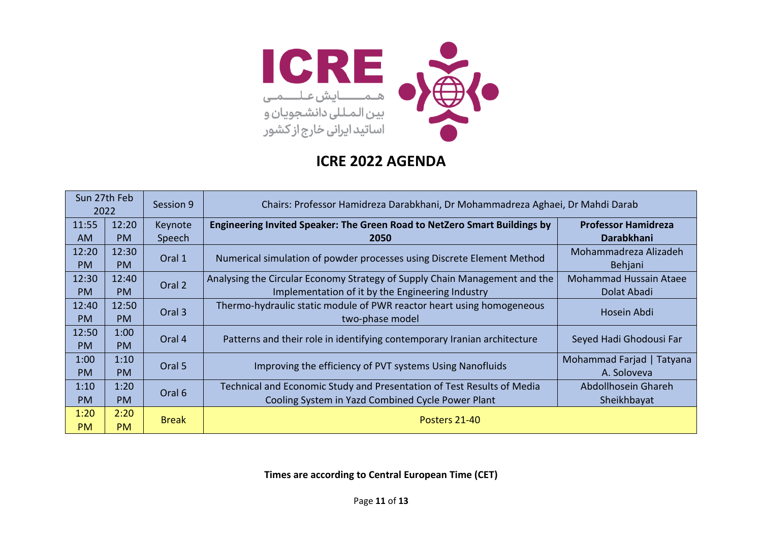ICRE

همـــــایش علـــمی
بین المـللی دانشجویان و
اساتید ایرانی خارج از کشور

# ICRE 2022 AGENDA

| Sun 27th Feb 2022 | | Session 9 | Chairs: Professor Hamidreza Darabkhani, Dr Mohammadreza Aghaei, Dr Mahdi Darab | |
|---|---|---|---|---|
| 11:55 AM | 12:20 PM | Keynote Speech | **Engineering Invited Speaker: The Green Road to NetZero Smart Buildings by 2050** | **Professor Hamidreza Darabkhani** |
| 12:20 PM | 12:30 PM | Oral 1 | Numerical simulation of powder processes using Discrete Element Method | Mohammadreza Alizadeh Behjani |
| 12:30 PM | 12:40 PM | Oral 2 | Analysing the Circular Economy Strategy of Supply Chain Management and the Implementation of it by the Engineering Industry | Mohammad Hussain Ataee Dolat Abadi |
| 12:40 PM | 12:50 PM | Oral 3 | Thermo-hydraulic static module of PWR reactor heart using homogeneous two-phase model | Hosein Abdi |
| 12:50 PM | 1:00 PM | Oral 4 | Patterns and their role in identifying contemporary Iranian architecture | Seyed Hadi Ghodousi Far |
| 1:00 PM | 1:10 PM | Oral 5 | Improving the efficiency of PVT systems Using Nanofluids | Mohammad Farjad \| Tatyana A. Soloveva |
| 1:10 PM | 1:20 PM | Oral 6 | Technical and Economic Study and Presentation of Test Results of Media Cooling System in Yazd Combined Cycle Power Plant | Abdollhosein Ghareh Sheikhbayat |
| 1:20 PM | 2:20 PM | Break | Posters 21-40 | |

**Times are according to Central European Time (CET)**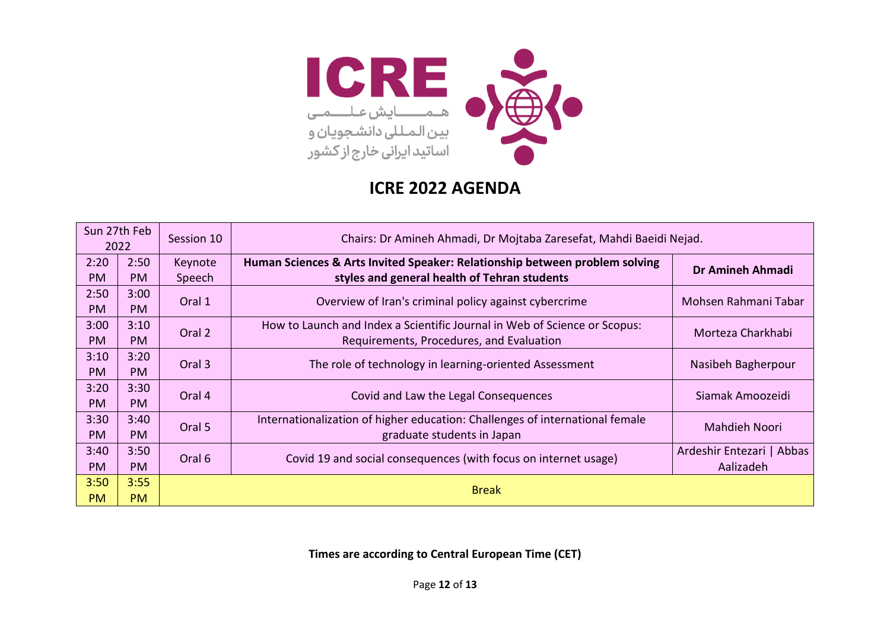ICRE

همایش علمی
بین المللی دانشجویان و
اساتید ایرانی خارج از کشور

# ICRE 2022 AGENDA

| Sun 27th Feb 2022 | | Session 10 | Chairs: Dr Amineh Ahmadi, Dr Mojtaba Zaresefat, Mahdi Baeidi Nejad. | |
|---|---|---|---|---|
| 2:20 PM | 2:50 PM | Keynote Speech | **Human Sciences & Arts Invited Speaker: Relationship between problem solving styles and general health of Tehran students** | **Dr Amineh Ahmadi** |
| 2:50 PM | 3:00 PM | Oral 1 | Overview of Iran's criminal policy against cybercrime | Mohsen Rahmani Tabar |
| 3:00 PM | 3:10 PM | Oral 2 | How to Launch and Index a Scientific Journal in Web of Science or Scopus: Requirements, Procedures, and Evaluation | Morteza Charkhabi |
| 3:10 PM | 3:20 PM | Oral 3 | The role of technology in learning-oriented Assessment | Nasibeh Bagherpour |
| 3:20 PM | 3:30 PM | Oral 4 | Covid and Law the Legal Consequences | Siamak Amoozeidi |
| 3:30 PM | 3:40 PM | Oral 5 | Internationalization of higher education: Challenges of international female graduate students in Japan | Mahdieh Noori |
| 3:40 PM | 3:50 PM | Oral 6 | Covid 19 and social consequences (with focus on internet usage) | Ardeshir Entezari \| Abbas Aalizadeh |
| 3:50 PM | 3:55 PM | Break | | |

**Times are according to Central European Time (CET)**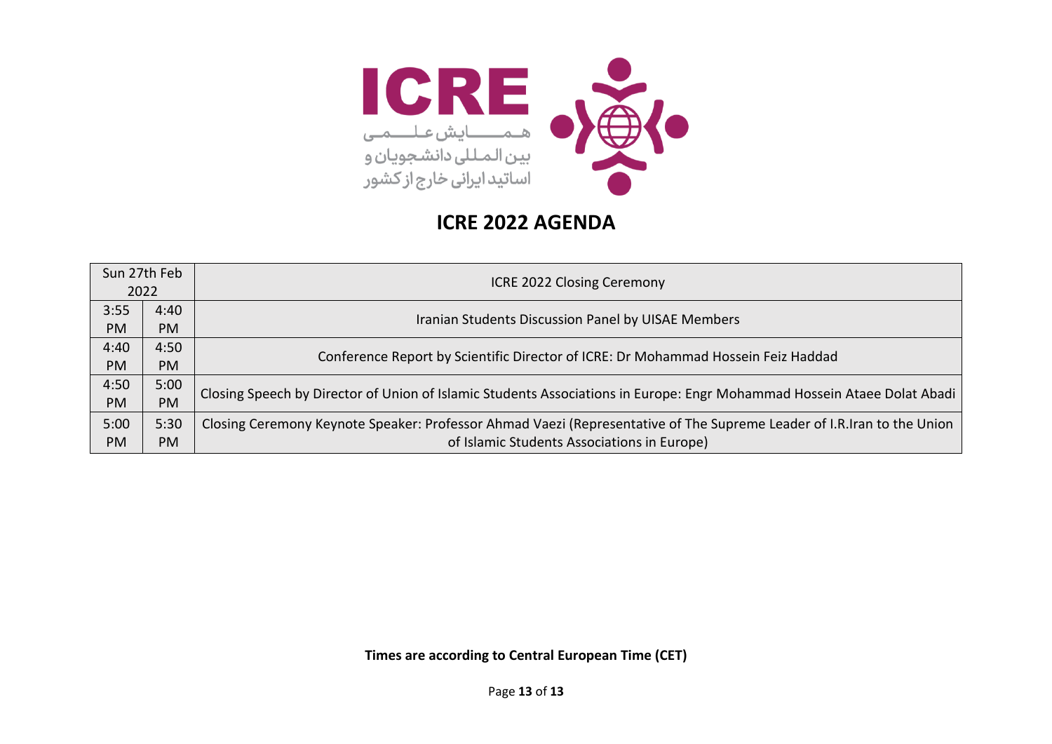ICRE

همـــــایش علـــمی
بین المـللی دانشجویان و
اساتید ایرانی خارج از کشور

# ICRE 2022 AGENDA

| Sun 27th Feb 2022 | | ICRE 2022 Closing Ceremony |
|---|---|---|
| 3:55 PM | 4:40 PM | Iranian Students Discussion Panel by UISAE Members |
| 4:40 PM | 4:50 PM | Conference Report by Scientific Director of ICRE: Dr Mohammad Hossein Feiz Haddad |
| 4:50 PM | 5:00 PM | Closing Speech by Director of Union of Islamic Students Associations in Europe: Engr Mohammad Hossein Ataee Dolat Abadi |
| 5:00 PM | 5:30 PM | Closing Ceremony Keynote Speaker: Professor Ahmad Vaezi (Representative of The Supreme Leader of I.R.Iran to the Union of Islamic Students Associations in Europe) |

**Times are according to Central European Time (CET)**